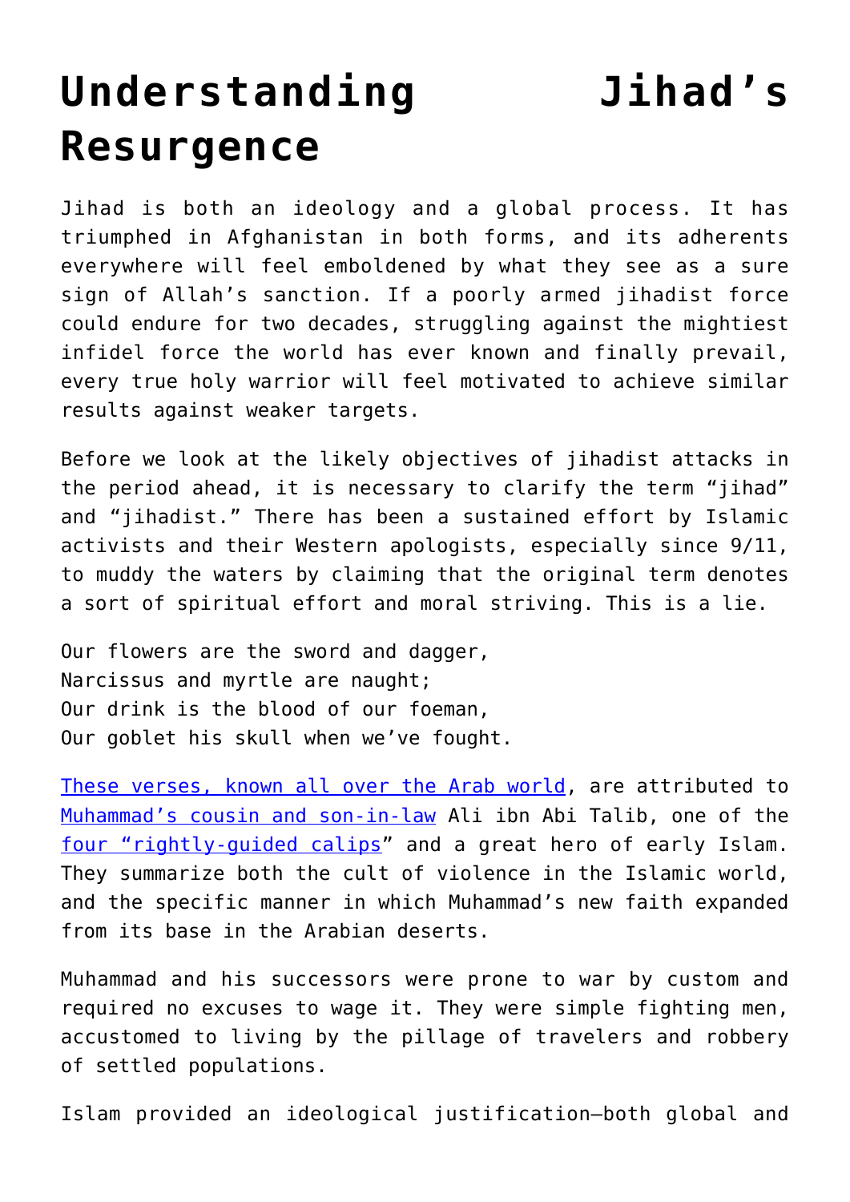# Understanding Jihad's Resurgence

Jihad is both an ideology and a global process. It has triumphed in Afghanistan in both forms, and its adherents everywhere will feel emboldened by what they see as a sure sign of Allah's sanction. If a poorly armed jihadist force could endure for two decades, struggling against the mightiest infidel force the world has ever known and finally prevail, every true holy warrior will feel motivated to achieve similar results against weaker targets.

Before we look at the likely objectives of jihadist attacks in the period ahead, it is necessary to clarify the term "jihad" and "jihadist." There has been a sustained effort by Islamic activists and their Western apologists, especially since 9/11, to muddy the waters by claiming that the original term denotes a sort of spiritual effort and moral striving. This is a lie.

Our flowers are the sword and dagger,
Narcissus and myrtle are naught;
Our drink is the blood of our foeman,
Our goblet his skull when we've fought.

These verses, known all over the Arab world, are attributed to Muhammad's cousin and son-in-law Ali ibn Abi Talib, one of the four "rightly-guided calips" and a great hero of early Islam. They summarize both the cult of violence in the Islamic world, and the specific manner in which Muhammad's new faith expanded from its base in the Arabian deserts.

Muhammad and his successors were prone to war by custom and required no excuses to wage it. They were simple fighting men, accustomed to living by the pillage of travelers and robbery of settled populations.

Islam provided an ideological justification—both global and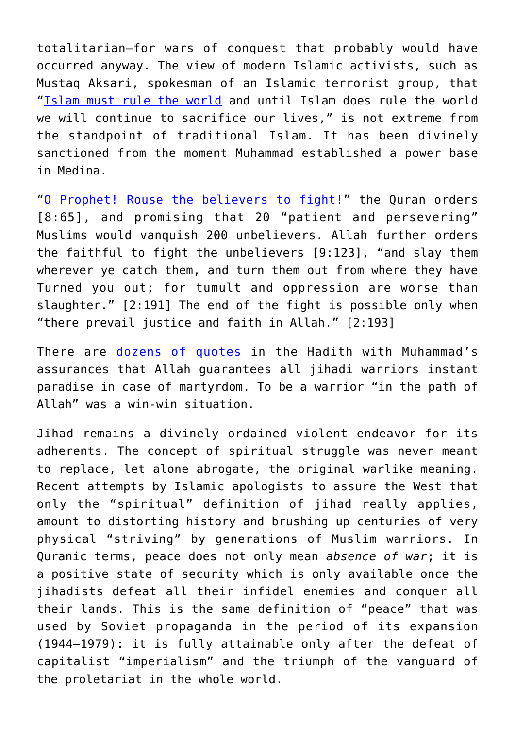totalitarian—for wars of conquest that probably would have occurred anyway. The view of modern Islamic activists, such as Mustaq Aksari, spokesman of an Islamic terrorist group, that "Islam must rule the world and until Islam does rule the world we will continue to sacrifice our lives," is not extreme from the standpoint of traditional Islam. It has been divinely sanctioned from the moment Muhammad established a power base in Medina.

"O Prophet! Rouse the believers to fight!" the Quran orders [8:65], and promising that 20 "patient and persevering" Muslims would vanquish 200 unbelievers. Allah further orders the faithful to fight the unbelievers [9:123], "and slay them wherever ye catch them, and turn them out from where they have Turned you out; for tumult and oppression are worse than slaughter." [2:191] The end of the fight is possible only when "there prevail justice and faith in Allah." [2:193]

There are dozens of quotes in the Hadith with Muhammad's assurances that Allah guarantees all jihadi warriors instant paradise in case of martyrdom. To be a warrior "in the path of Allah" was a win-win situation.

Jihad remains a divinely ordained violent endeavor for its adherents. The concept of spiritual struggle was never meant to replace, let alone abrogate, the original warlike meaning. Recent attempts by Islamic apologists to assure the West that only the "spiritual" definition of jihad really applies, amount to distorting history and brushing up centuries of very physical "striving" by generations of Muslim warriors. In Quranic terms, peace does not only mean *absence of war*; it is a positive state of security which is only available once the jihadists defeat all their infidel enemies and conquer all their lands. This is the same definition of "peace" that was used by Soviet propaganda in the period of its expansion (1944–1979): it is fully attainable only after the defeat of capitalist "imperialism" and the triumph of the vanguard of the proletariat in the whole world.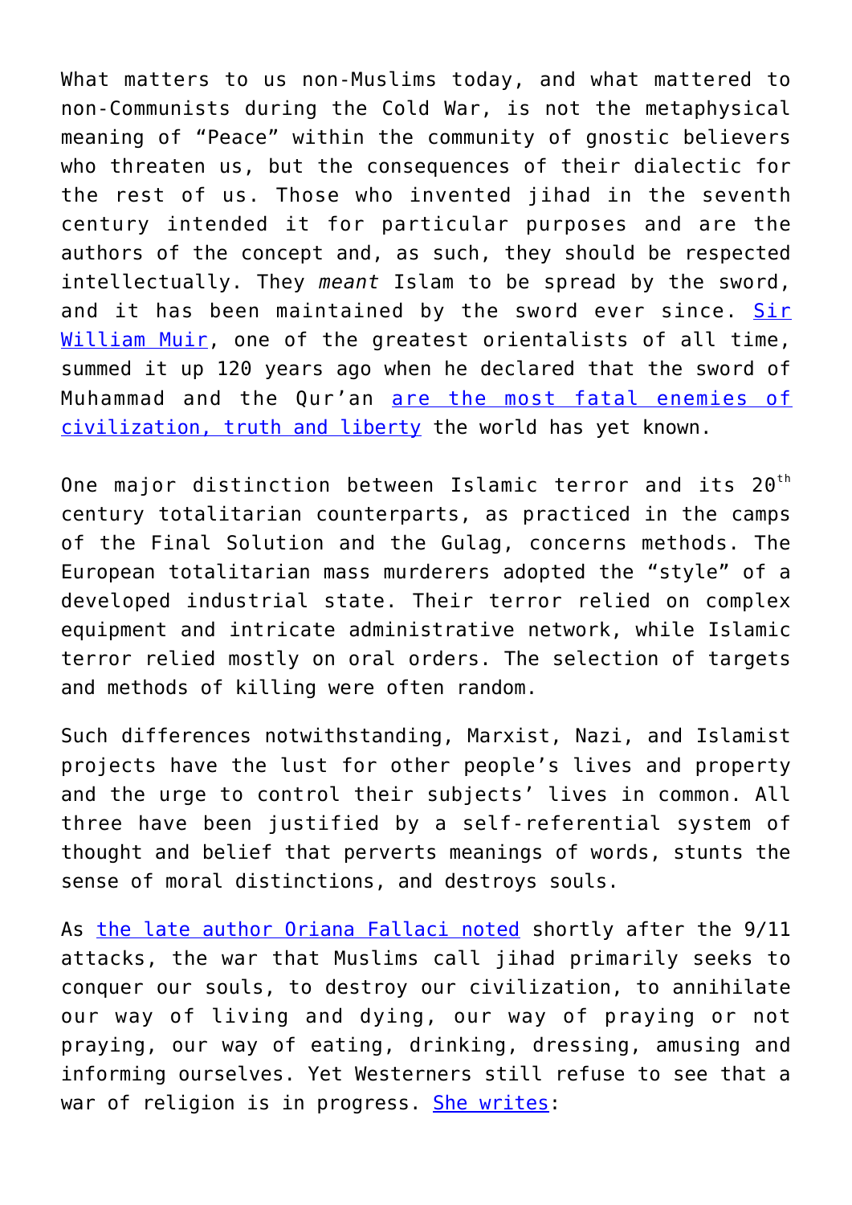What matters to us non-Muslims today, and what mattered to non-Communists during the Cold War, is not the metaphysical meaning of "Peace" within the community of gnostic believers who threaten us, but the consequences of their dialectic for the rest of us. Those who invented jihad in the seventh century intended it for particular purposes and are the authors of the concept and, as such, they should be respected intellectually. They *meant* Islam to be spread by the sword, and it has been maintained by the sword ever since. [Sir William Muir](), one of the greatest orientalists of all time, summed it up 120 years ago when he declared that the sword of Muhammad and the Qur'an [are the most fatal enemies of civilization, truth and liberty]() the world has yet known.

One major distinction between Islamic terror and its 20th century totalitarian counterparts, as practiced in the camps of the Final Solution and the Gulag, concerns methods. The European totalitarian mass murderers adopted the "style" of a developed industrial state. Their terror relied on complex equipment and intricate administrative network, while Islamic terror relied mostly on oral orders. The selection of targets and methods of killing were often random.

Such differences notwithstanding, Marxist, Nazi, and Islamist projects have the lust for other people's lives and property and the urge to control their subjects' lives in common. All three have been justified by a self-referential system of thought and belief that perverts meanings of words, stunts the sense of moral distinctions, and destroys souls.

As [the late author Oriana Fallaci noted]() shortly after the 9/11 attacks, the war that Muslims call jihad primarily seeks to conquer our souls, to destroy our civilization, to annihilate our way of living and dying, our way of praying or not praying, our way of eating, drinking, dressing, amusing and informing ourselves. Yet Westerners still refuse to see that a war of religion is in progress. [She writes]():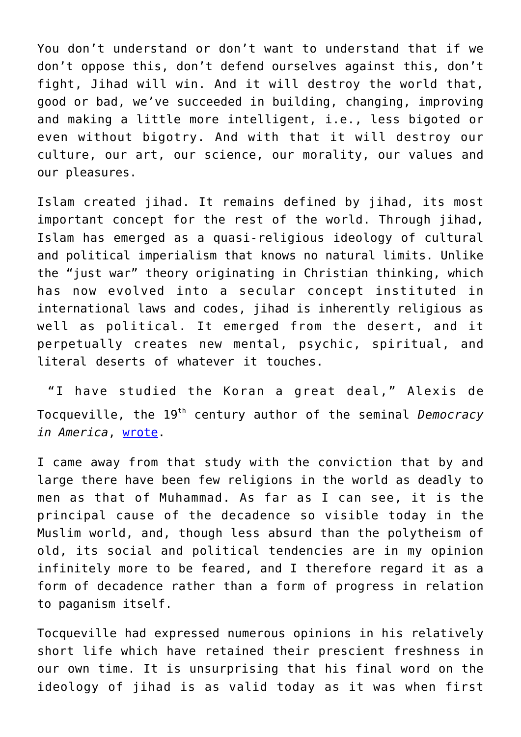You don't understand or don't want to understand that if we don't oppose this, don't defend ourselves against this, don't fight, Jihad will win. And it will destroy the world that, good or bad, we've succeeded in building, changing, improving and making a little more intelligent, i.e., less bigoted or even without bigotry. And with that it will destroy our culture, our art, our science, our morality, our values and our pleasures.

Islam created jihad. It remains defined by jihad, its most important concept for the rest of the world. Through jihad, Islam has emerged as a quasi-religious ideology of cultural and political imperialism that knows no natural limits. Unlike the "just war" theory originating in Christian thinking, which has now evolved into a secular concept instituted in international laws and codes, jihad is inherently religious as well as political. It emerged from the desert, and it perpetually creates new mental, psychic, spiritual, and literal deserts of whatever it touches.

"I have studied the Koran a great deal," Alexis de Tocqueville, the 19th century author of the seminal *Democracy in America*, wrote.

I came away from that study with the conviction that by and large there have been few religions in the world as deadly to men as that of Muhammad. As far as I can see, it is the principal cause of the decadence so visible today in the Muslim world, and, though less absurd than the polytheism of old, its social and political tendencies are in my opinion infinitely more to be feared, and I therefore regard it as a form of decadence rather than a form of progress in relation to paganism itself.

Tocqueville had expressed numerous opinions in his relatively short life which have retained their prescient freshness in our own time. It is unsurprising that his final word on the ideology of jihad is as valid today as it was when first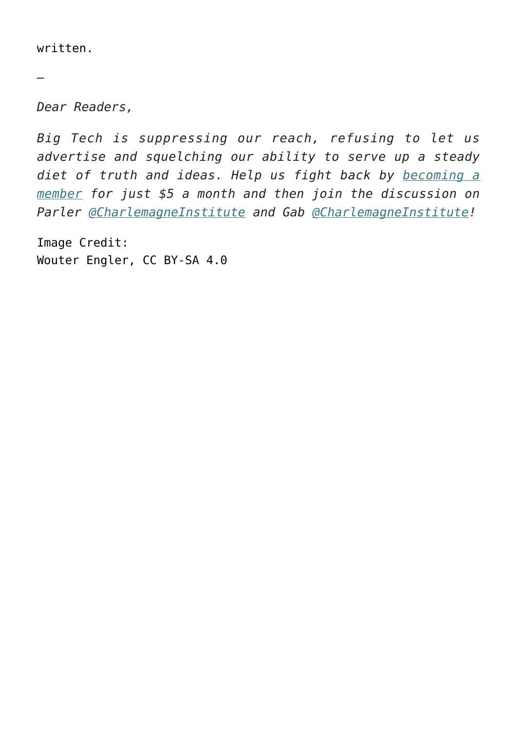written.

—

*Dear Readers,*

*Big Tech is suppressing our reach, refusing to let us advertise and squelching our ability to serve up a steady diet of truth and ideas. Help us fight back by becoming a member for just $5 a month and then join the discussion on Parler @CharlemagneInstitute and Gab @CharlemagneInstitute!*

Image Credit:
Wouter Engler, CC BY-SA 4.0